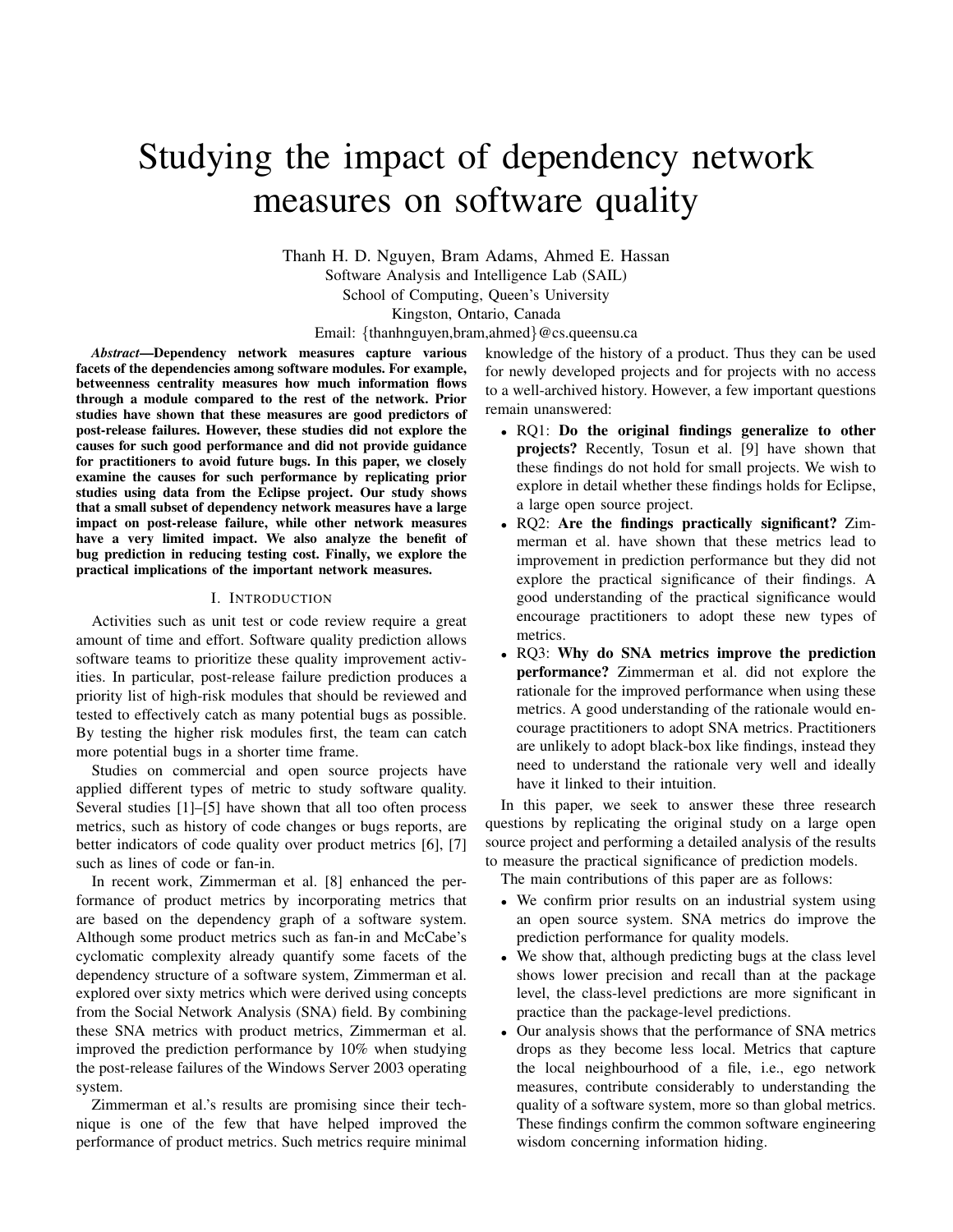# Studying the impact of dependency network measures on software quality

Thanh H. D. Nguyen, Bram Adams, Ahmed E. Hassan

Software Analysis and Intelligence Lab (SAIL)

School of Computing, Queen's University

Kingston, Ontario, Canada

Email: {thanhnguyen,bram,ahmed}@cs.queensu.ca

***Abstract*—Dependency network measures capture various facets of the dependencies among software modules. For example, betweeness centrality measures how much information flows through a module compared to the rest of the network. Prior studies have shown that these measures are good predictors of post-release failures. However, these studies did not explore the causes for such good performance and did not provide guidance for practitioners to avoid future bugs. In this paper, we closely examine the causes for such performance by replicating prior studies using data from the Eclipse project. Our study shows that a small subset of dependency network measures have a large impact on post-release failure, while other network measures have a very limited impact. We also analyze the benefit of bug prediction in reducing testing cost. Finally, we explore the practical implications of the important network measures.**

## I. Introduction

Activities such as unit test or code review require a great amount of time and effort. Software quality prediction allows software teams to prioritize these quality improvement activities. In particular, post-release failure prediction produces a priority list of high-risk modules that should be reviewed and tested to effectively catch as many potential bugs as possible. By testing the higher risk modules first, the team can catch more potential bugs in a shorter time frame.

Studies on commercial and open source projects have applied different types of metric to study software quality. Several studies [1]–[5] have shown that all too often process metrics, such as history of code changes or bugs reports, are better indicators of code quality over product metrics [6], [7] such as lines of code or fan-in.

In recent work, Zimmerman et al. [8] enhanced the performance of product metrics by incorporating metrics that are based on the dependency graph of a software system. Although some product metrics such as fan-in and McCabe's cyclomatic complexity already quantify some facets of the dependency structure of a software system, Zimmerman et al. explored over sixty metrics which were derived using concepts from the Social Network Analysis (SNA) field. By combining these SNA metrics with product metrics, Zimmerman et al. improved the prediction performance by 10% when studying the post-release failures of the Windows Server 2003 operating system.

Zimmerman et al.'s results are promising since their technique is one of the few that have helped improved the performance of product metrics. Such metrics require minimal knowledge of the history of a product. Thus they can be used for newly developed projects and for projects with no access to a well-archived history. However, a few important questions remain unanswered:

- RQ1: **Do the original findings generalize to other projects?** Recently, Tosun et al. [9] have shown that these findings do not hold for small projects. We wish to explore in detail whether these findings holds for Eclipse, a large open source project.
- RQ2: **Are the findings practically significant?** Zimmerman et al. have shown that these metrics lead to improvement in prediction performance but they did not explore the practical significance of their findings. A good understanding of the practical significance would encourage practitioners to adopt these new types of metrics.
- RQ3: **Why do SNA metrics improve the prediction performance?** Zimmerman et al. did not explore the rationale for the improved performance when using these metrics. A good understanding of the rationale would encourage practitioners to adopt SNA metrics. Practitioners are unlikely to adopt black-box like findings, instead they need to understand the rationale very well and ideally have it linked to their intuition.

In this paper, we seek to answer these three research questions by replicating the original study on a large open source project and performing a detailed analysis of the results to measure the practical significance of prediction models.

The main contributions of this paper are as follows:

- We confirm prior results on an industrial system using an open source system. SNA metrics do improve the prediction performance for quality models.
- We show that, although predicting bugs at the class level shows lower precision and recall than at the package level, the class-level predictions are more significant in practice than the package-level predictions.
- Our analysis shows that the performance of SNA metrics drops as they become less local. Metrics that capture the local neighbourhood of a file, i.e., ego network measures, contribute considerably to understanding the quality of a software system, more so than global metrics. These findings confirm the common software engineering wisdom concerning information hiding.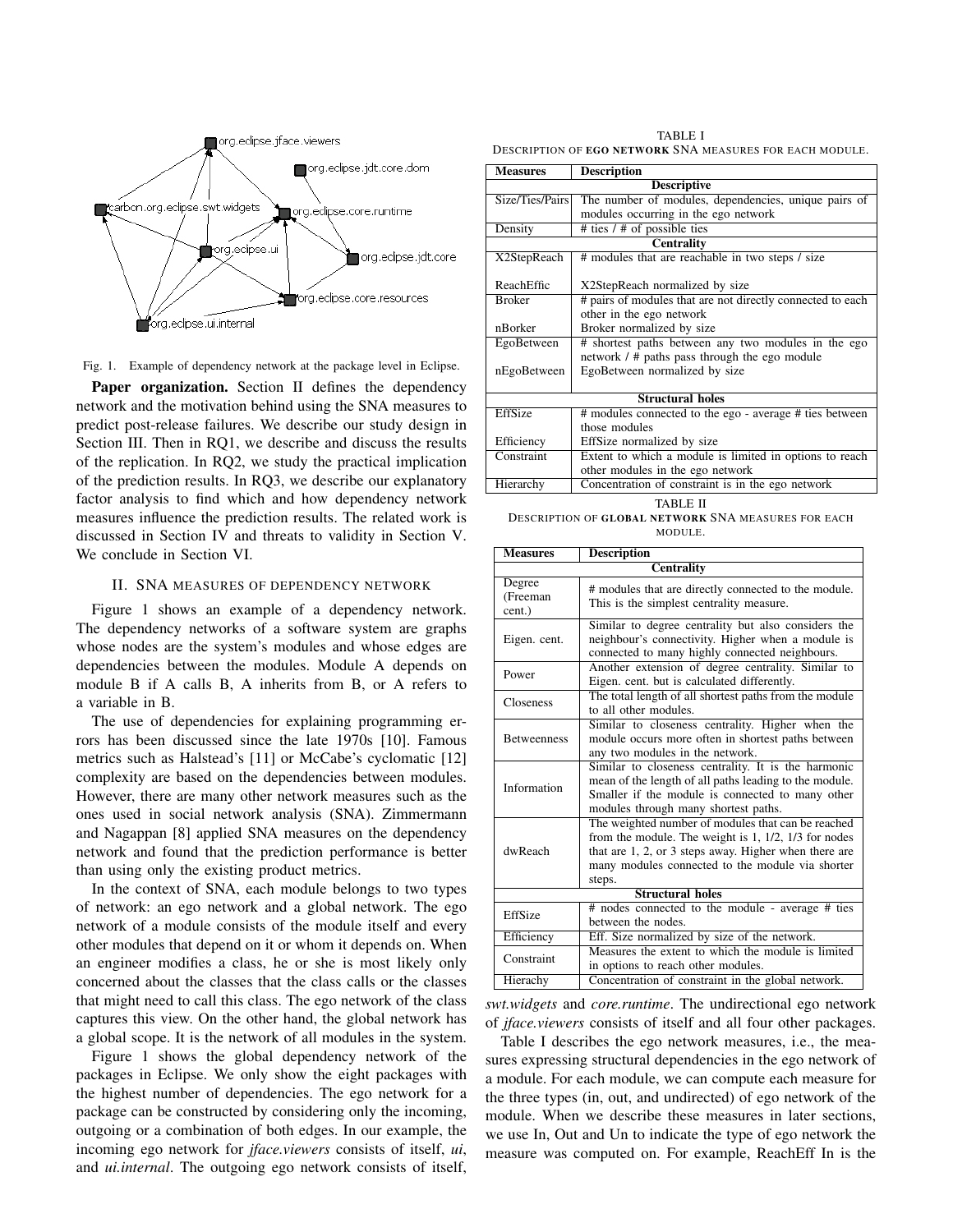Fig. 1. Example of dependency network at the package level in Eclipse.

**Paper organization.** Section II defines the dependency network and the motivation behind using the SNA measures to predict post-release failures. We describe our study design in Section III. Then in RQ1, we describe and discuss the results of the replication. In RQ2, we study the practical implication of the prediction results. In RQ3, we describe our explanatory factor analysis to find which and how dependency network measures influence the prediction results. The related work is discussed in Section IV and threats to validity in Section V. We conclude in Section VI.

## II. SNA MEASURES OF DEPENDENCY NETWORK

Figure 1 shows an example of a dependency network. The dependency networks of a software system are graphs whose nodes are the system's modules and whose edges are dependencies between the modules. Module A depends on module B if A calls B, A inherits from B, or A refers to a variable in B.

The use of dependencies for explaining programming errors has been discussed since the late 1970s [10]. Famous metrics such as Halstead's [11] or McCabe's cyclomatic [12] complexity are based on the dependencies between modules. However, there are many other network measures such as the ones used in social network analysis (SNA). Zimmermann and Nagappan [8] applied SNA measures on the dependency network and found that the prediction performance is better than using only the existing product metrics.

In the context of SNA, each module belongs to two types of network: an ego network and a global network. The ego network of a module consists of the module itself and every other modules that depend on it or whom it depends on. When an engineer modifies a class, he or she is most likely only concerned about the classes that the class calls or the classes that might need to call this class. The ego network of the class captures this view. On the other hand, the global network has a global scope. It is the network of all modules in the system.

Figure 1 shows the global dependency network of the packages in Eclipse. We only show the eight packages with the highest number of dependencies. The ego network for a package can be constructed by considering only the incoming, outgoing or a combination of both edges. In our example, the incoming ego network for *jface.viewers* consists of itself, *ui*, and *ui.internal*. The outgoing ego network consists of itself, *swt.widgets* and *core.runtime*. The undirectional ego network of *jface.viewers* consists of itself and all four other packages.

TABLE I
DESCRIPTION OF **EGO NETWORK** SNA MEASURES FOR EACH MODULE.

| Measures | Description |
|---|---|
| **Descriptive** | |
| Size/Ties/Pairs | The number of modules, dependencies, unique pairs of modules occurring in the ego network |
| Density | # ties / # of possible ties |
| **Centrality** | |
| X2StepReach | # modules that are reachable in two steps / size |
| ReachEffic | X2StepReach normalized by size |
| Broker | # pairs of modules that are not directly connected to each other in the ego network |
| nBorker | Broker normalized by size |
| EgoBetween | # shortest paths between any two modules in the ego network / # paths pass through the ego module |
| nEgoBetween | EgoBetween normalized by size |
| **Structural holes** | |
| EffSize | # modules connected to the ego - average # ties between those modules |
| Efficiency | EffSize normalized by size |
| Constraint | Extent to which a module is limited in options to reach other modules in the ego network |
| Hierarchy | Concentration of constraint is in the ego network |

TABLE II
DESCRIPTION OF **GLOBAL NETWORK** SNA MEASURES FOR EACH MODULE.

| Measures | Description |
|---|---|
| **Centrality** | |
| Degree (Freeman cent.) | # modules that are directly connected to the module. This is the simplest centrality measure. |
| Eigen. cent. | Similar to degree centrality but also considers the neighbour's connectivity. Higher when a module is connected to many highly connected neighbours. |
| Power | Another extension of degree centrality. Similar to Eigen. cent. but is calculated differently. |
| Closeness | The total length of all shortest paths from the module to all other modules. |
| Betweenness | Similar to closeness centrality. Higher when the module occurs more often in shortest paths between any two modules in the network. |
| Information | Similar to closeness centrality. It is the harmonic mean of the length of all paths leading to the module. Smaller if the module is connected to many other modules through many shortest paths. |
| dwReach | The weighted number of modules that can be reached from the module. The weight is 1, 1/2, 1/3 for nodes that are 1, 2, or 3 steps away. Higher when there are many modules connected to the module via shorter steps. |
| **Structural holes** | |
| EffSize | # nodes connected to the module - average # ties between the nodes. |
| Efficiency | Eff. Size normalized by size of the network. |
| Constraint | Measures the extent to which the module is limited in options to reach other modules. |
| Hierachy | Concentration of constraint in the global network. |

Table I describes the ego network measures, i.e., the measures expressing structural dependencies in the ego network of a module. For each module, we can compute each measure for the three types (in, out, and undirected) of ego network of the module. When we describe these measures in later sections, we use In, Out and Un to indicate the type of ego network the measure was computed on. For example, ReachEff In is the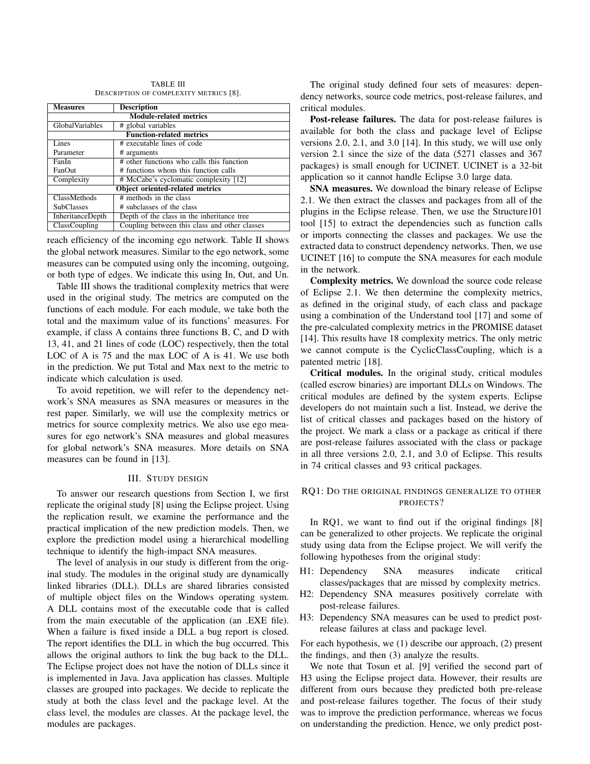TABLE III
DESCRIPTION OF COMPLEXITY METRICS [8].

| Measures | Description |
|---|---|
| **Module-related metrics** | |
| GlobalVariables | # global variables |
| **Function-related metrics** | |
| Lines | # executable lines of code |
| Parameter | # arguments |
| FanIn | # other functions who calls this function |
| FanOut | # functions whom this function calls |
| Complexity | # McCabe's cyclomatic complexity [12] |
| **Object oriented-related metrics** | |
| ClassMethods | # methods in the class |
| SubClasses | # subclasses of the class |
| InheritanceDepth | Depth of the class in the inheritance tree |
| ClassCoupling | Coupling between this class and other classes |

reach efficiency of the incoming ego network. Table II shows the global network measures. Similar to the ego network, some measures can be computed using only the incoming, outgoing, or both type of edges. We indicate this using In, Out, and Un.

Table III shows the traditional complexity metrics that were used in the original study. The metrics are computed on the functions of each module. For each module, we take both the total and the maximum value of its functions' measures. For example, if class A contains three functions B, C, and D with 13, 41, and 21 lines of code (LOC) respectively, then the total LOC of A is 75 and the max LOC of A is 41. We use both in the prediction. We put Total and Max next to the metric to indicate which calculation is used.

To avoid repetition, we will refer to the dependency network's SNA measures as SNA measures or measures in the rest paper. Similarly, we will use the complexity metrics or metrics for source complexity metrics. We also use ego measures for ego network's SNA measures and global measures for global network's SNA measures. More details on SNA measures can be found in [13].

## III. Study design

To answer our research questions from Section I, we first replicate the original study [8] using the Eclipse project. Using the replication result, we examine the performance and the practical implication of the new prediction models. Then, we explore the prediction model using a hierarchical modelling technique to identify the high-impact SNA measures.

The level of analysis in our study is different from the original study. The modules in the original study are dynamically linked libraries (DLL). DLLs are shared libraries consisted of multiple object files on the Windows operating system. A DLL contains most of the executable code that is called from the main executable of the application (an .EXE file). When a failure is fixed inside a DLL a bug report is closed. The report identifies the DLL in which the bug occurred. This allows the original authors to link the bug back to the DLL. The Eclipse project does not have the notion of DLLs since it is implemented in Java. Java application has classes. Multiple classes are grouped into packages. We decide to replicate the study at both the class level and the package level. At the class level, the modules are classes. At the package level, the modules are packages.

The original study defined four sets of measures: dependency networks, source code metrics, post-release failures, and critical modules.

**Post-release failures.** The data for post-release failures is available for both the class and package level of Eclipse versions 2.0, 2.1, and 3.0 [14]. In this study, we will use only version 2.1 since the size of the data (5271 classes and 367 packages) is small enough for UCINET. UCINET is a 32-bit application so it cannot handle Eclipse 3.0 large data.

**SNA measures.** We download the binary release of Eclipse 2.1. We then extract the classes and packages from all of the plugins in the Eclipse release. Then, we use the Structure101 tool [15] to extract the dependencies such as function calls or imports connecting the classes and packages. We use the extracted data to construct dependency networks. Then, we use UCINET [16] to compute the SNA measures for each module in the network.

**Complexity metrics.** We download the source code release of Eclipse 2.1. We then determine the complexity metrics, as defined in the original study, of each class and package using a combination of the Understand tool [17] and some of the pre-calculated complexity metrics in the PROMISE dataset [14]. This results have 18 complexity metrics. The only metric we cannot compute is the CyclicClassCoupling, which is a patented metric [18].

**Critical modules.** In the original study, critical modules (called escrow binaries) are important DLLs on Windows. The critical modules are defined by the system experts. Eclipse developers do not maintain such a list. Instead, we derive the list of critical classes and packages based on the history of the project. We mark a class or a package as critical if there are post-release failures associated with the class or package in all three versions 2.0, 2.1, and 3.0 of Eclipse. This results in 74 critical classes and 93 critical packages.

### RQ1: Do the original findings generalize to other projects?

In RQ1, we want to find out if the original findings [8] can be generalized to other projects. We replicate the original study using data from the Eclipse project. We will verify the following hypotheses from the original study:

- H1: Dependency SNA measures indicate critical classes/packages that are missed by complexity metrics.
- H2: Dependency SNA measures positively correlate with post-release failures.
- H3: Dependency SNA measures can be used to predict post-release failures at class and package level.

For each hypothesis, we (1) describe our approach, (2) present the findings, and then (3) analyze the results.

We note that Tosun et al. [9] verified the second part of H3 using the Eclipse project data. However, their results are different from ours because they predicted both pre-release and post-release failures together. The focus of their study was to improve the prediction performance, whereas we focus on understanding the prediction. Hence, we only predict post-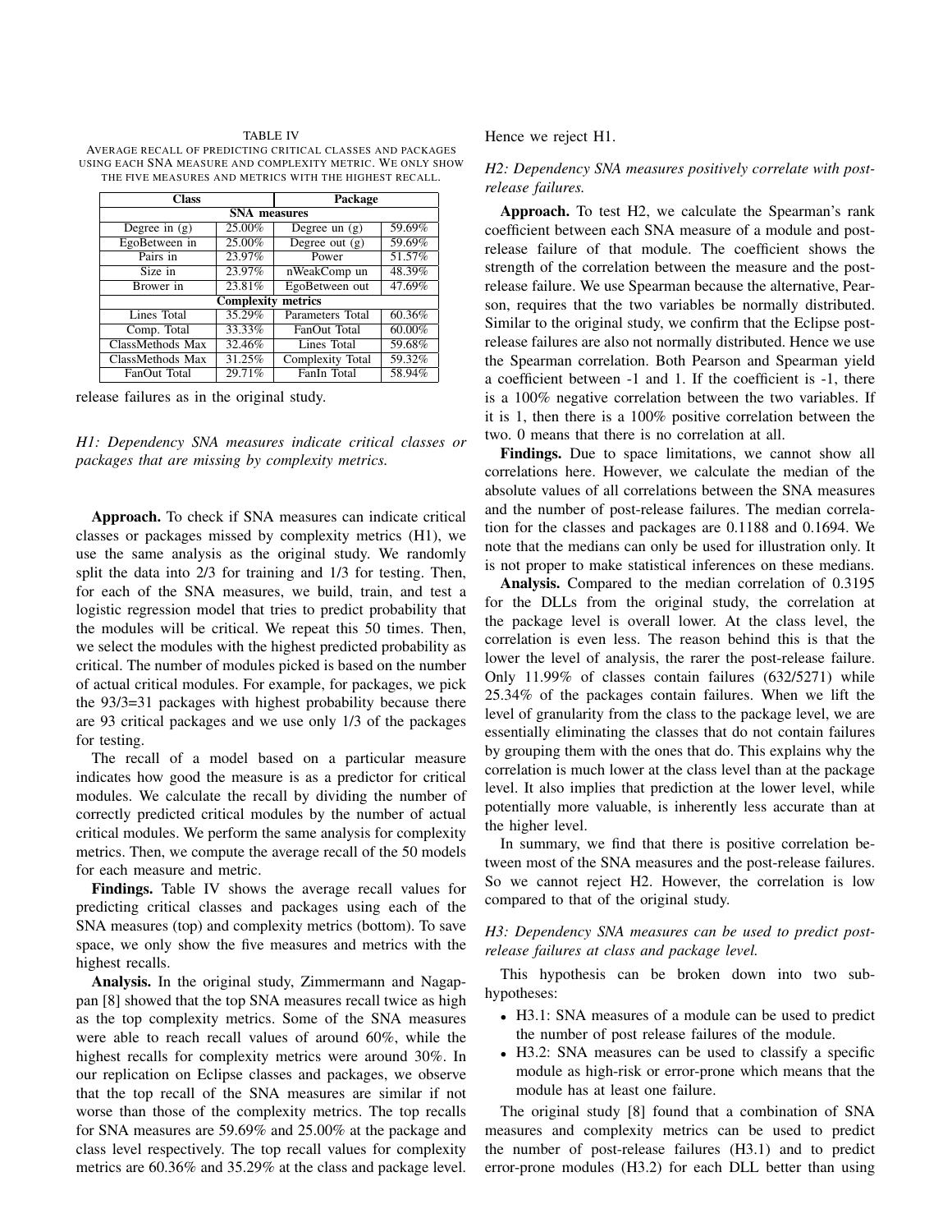TABLE IV

AVERAGE RECALL OF PREDICTING CRITICAL CLASSES AND PACKAGES USING EACH SNA MEASURE AND COMPLEXITY METRIC. WE ONLY SHOW THE FIVE MEASURES AND METRICS WITH THE HIGHEST RECALL.

| Class | | Package | |
|---|---|---|---|
| **SNA measures** | | | |
| Degree in (g) | 25.00% | Degree un (g) | 59.69% |
| EgoBetween in | 25.00% | Degree out (g) | 59.69% |
| Pairs in | 23.97% | Power | 51.57% |
| Size in | 23.97% | nWeakComp un | 48.39% |
| Brower in | 23.81% | EgoBetween out | 47.69% |
| **Complexity metrics** | | | |
| Lines Total | 35.29% | Parameters Total | 60.36% |
| Comp. Total | 33.33% | FanOut Total | 60.00% |
| ClassMethods Max | 32.46% | Lines Total | 59.68% |
| ClassMethods Max | 31.25% | Complexity Total | 59.32% |
| FanOut Total | 29.71% | FanIn Total | 58.94% |

release failures as in the original study.

*H1: Dependency SNA measures indicate critical classes or packages that are missing by complexity metrics.*

**Approach.** To check if SNA measures can indicate critical classes or packages missed by complexity metrics (H1), we use the same analysis as the original study. We randomly split the data into 2/3 for training and 1/3 for testing. Then, for each of the SNA measures, we build, train, and test a logistic regression model that tries to predict probability that the modules will be critical. We repeat this 50 times. Then, we select the modules with the highest predicted probability as critical. The number of modules picked is based on the number of actual critical modules. For example, for packages, we pick the 93/3=31 packages with highest probability because there are 93 critical packages and we use only 1/3 of the packages for testing.

The recall of a model based on a particular measure indicates how good the measure is as a predictor for critical modules. We calculate the recall by dividing the number of correctly predicted critical modules by the number of actual critical modules. We perform the same analysis for complexity metrics. Then, we compute the average recall of the 50 models for each measure and metric.

**Findings.** Table IV shows the average recall values for predicting critical classes and packages using each of the SNA measures (top) and complexity metrics (bottom). To save space, we only show the five measures and metrics with the highest recalls.

**Analysis.** In the original study, Zimmermann and Nagappan [8] showed that the top SNA measures recall twice as high as the top complexity metrics. Some of the SNA measures were able to reach recall values of around 60%, while the highest recalls for complexity metrics were around 30%. In our replication on Eclipse classes and packages, we observe that the top recall of the SNA measures are similar if not worse than those of the complexity metrics. The top recalls for SNA measures are 59.69% and 25.00% at the package and class level respectively. The top recall values for complexity metrics are 60.36% and 35.29% at the class and package level. Hence we reject H1.

*H2: Dependency SNA measures positively correlate with post-release failures.*

**Approach.** To test H2, we calculate the Spearman's rank coefficient between each SNA measure of a module and post-release failure of that module. The coefficient shows the strength of the correlation between the measure and the post-release failure. We use Spearman because the alternative, Pearson, requires that the two variables be normally distributed. Similar to the original study, we confirm that the Eclipse post-release failures are also not normally distributed. Hence we use the Spearman correlation. Both Pearson and Spearman yield a coefficient between -1 and 1. If the coefficient is -1, there is a 100% negative correlation between the two variables. If it is 1, then there is a 100% positive correlation between the two. 0 means that there is no correlation at all.

**Findings.** Due to space limitations, we cannot show all correlations here. However, we calculate the median of the absolute values of all correlations between the SNA measures and the number of post-release failures. The median correlation for the classes and packages are 0.1188 and 0.1694. We note that the medians can only be used for illustration only. It is not proper to make statistical inferences on these medians.

**Analysis.** Compared to the median correlation of 0.3195 for the DLLs from the original study, the correlation at the package level is overall lower. At the class level, the correlation is even less. The reason behind this is that the lower the level of analysis, the rarer the post-release failure. Only 11.99% of classes contain failures (632/5271) while 25.34% of the packages contain failures. When we lift the level of granularity from the class to the package level, we are essentially eliminating the classes that do not contain failures by grouping them with the ones that do. This explains why the correlation is much lower at the class level than at the package level. It also implies that prediction at the lower level, while potentially more valuable, is inherently less accurate than at the higher level.

In summary, we find that there is positive correlation between most of the SNA measures and the post-release failures. So we cannot reject H2. However, the correlation is low compared to that of the original study.

*H3: Dependency SNA measures can be used to predict post-release failures at class and package level.*

This hypothesis can be broken down into two sub-hypotheses:

- H3.1: SNA measures of a module can be used to predict the number of post release failures of the module.
- H3.2: SNA measures can be used to classify a specific module as high-risk or error-prone which means that the module has at least one failure.

The original study [8] found that a combination of SNA measures and complexity metrics can be used to predict the number of post-release failures (H3.1) and to predict error-prone modules (H3.2) for each DLL better than using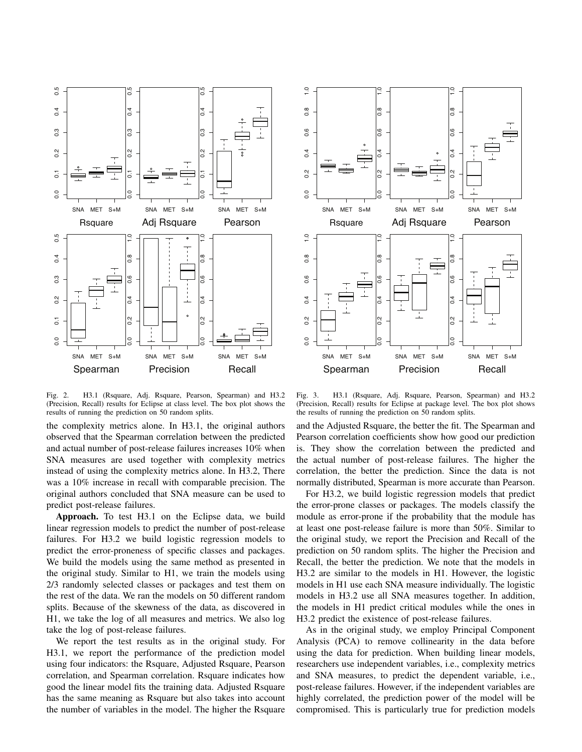Fig. 2. H3.1 (Rsquare, Adj. Rsquare, Pearson, Spearman) and H3.2 (Precision, Recall) results for Eclipse at class level. The box plot shows the results of running the prediction on 50 random splits.

Fig. 3. H3.1 (Rsquare, Adj. Rsquare, Pearson, Spearman) and H3.2 (Precision, Recall) results for Eclipse at package level. The box plot shows the results of running the prediction on 50 random splits.

the complexity metrics alone. In H3.1, the original authors observed that the Spearman correlation between the predicted and actual number of post-release failures increases 10% when SNA measures are used together with complexity metrics instead of using the complexity metrics alone. In H3.2, There was a 10% increase in recall with comparable precision. The original authors concluded that SNA measure can be used to predict post-release failures.

**Approach.** To test H3.1 on the Eclipse data, we build linear regression models to predict the number of post-release failures. For H3.2 we build logistic regression models to predict the error-proneness of specific classes and packages. We build the models using the same method as presented in the original study. Similar to H1, we train the models using 2/3 randomly selected classes or packages and test them on the rest of the data. We ran the models on 50 different random splits. Because of the skewness of the data, as discovered in H1, we take the log of all measures and metrics. We also log take the log of post-release failures.

We report the test results as in the original study. For H3.1, we report the performance of the prediction model using four indicators: the Rsquare, Adjusted Rsquare, Pearson correlation, and Spearman correlation. Rsquare indicates how good the linear model fits the training data. Adjusted Rsquare has the same meaning as Rsquare but also takes into account the number of variables in the model. The higher the Rsquare and the Adjusted Rsquare, the better the fit. The Spearman and Pearson correlation coefficients show how good our prediction is. They show the correlation between the predicted and the actual number of post-release failures. The higher the correlation, the better the prediction. Since the data is not normally distributed, Spearman is more accurate than Pearson.

For H3.2, we build logistic regression models that predict the error-prone classes or packages. The models classify the module as error-prone if the probability that the module has at least one post-release failure is more than 50%. Similar to the original study, we report the Precision and Recall of the prediction on 50 random splits. The higher the Precision and Recall, the better the prediction. We note that the models in H3.2 are similar to the models in H1. However, the logistic models in H1 use each SNA measure individually. The logistic models in H3.2 use all SNA measures together. In addition, the models in H1 predict critical modules while the ones in H3.2 predict the existence of post-release failures.

As in the original study, we employ Principal Component Analysis (PCA) to remove collinearity in the data before using the data for prediction. When building linear models, researchers use independent variables, i.e., complexity metrics and SNA measures, to predict the dependent variable, i.e., post-release failures. However, if the independent variables are highly correlated, the prediction power of the model will be compromised. This is particularly true for prediction models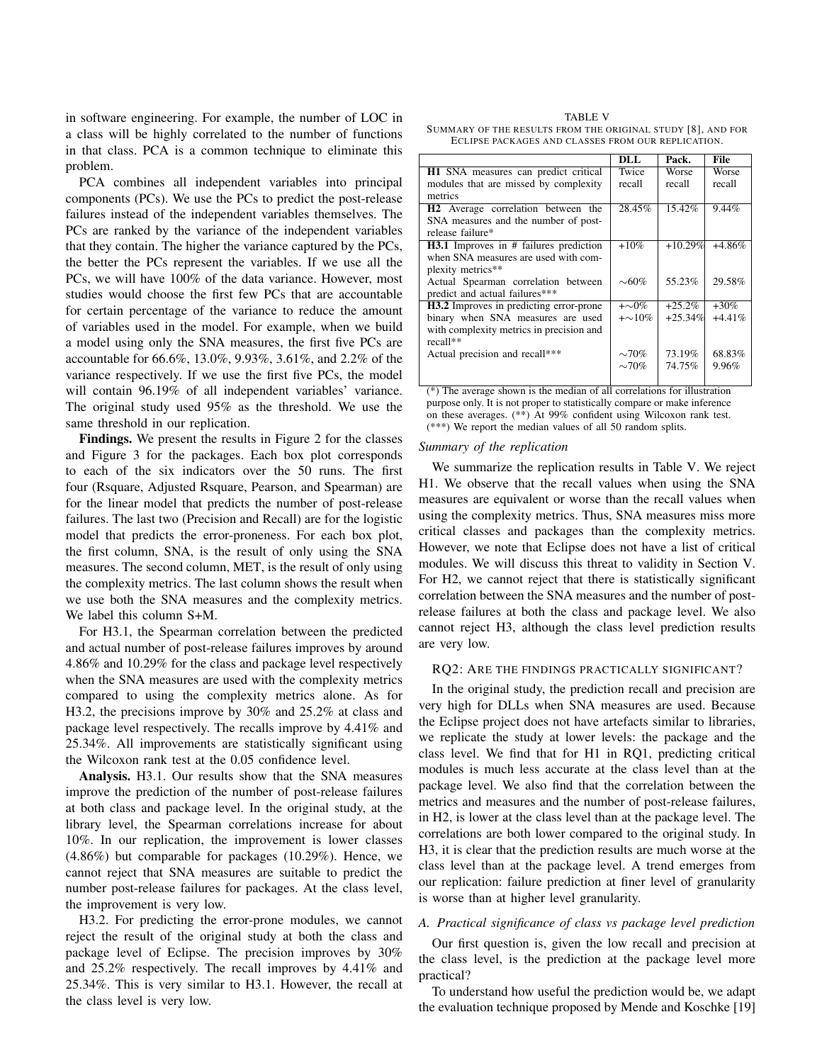in software engineering. For example, the number of LOC in a class will be highly correlated to the number of functions in that class. PCA is a common technique to eliminate this problem.

PCA combines all independent variables into principal components (PCs). We use the PCs to predict the post-release failures instead of the independent variables themselves. The PCs are ranked by the variance of the independent variables that they contain. The higher the variance captured by the PCs, the better the PCs represent the variables. If we use all the PCs, we will have 100% of the data variance. However, most studies would choose the first few PCs that are accountable for certain percentage of the variance to reduce the amount of variables used in the model. For example, when we build a model using only the SNA measures, the first five PCs are accountable for 66.6%, 13.0%, 9.93%, 3.61%, and 2.2% of the variance respectively. If we use the first five PCs, the model will contain 96.19% of all independent variables' variance. The original study used 95% as the threshold. We use the same threshold in our replication.

**Findings.** We present the results in Figure 2 for the classes and Figure 3 for the packages. Each box plot corresponds to each of the six indicators over the 50 runs. The first four (Rsquare, Adjusted Rsquare, Pearson, and Spearman) are for the linear model that predicts the number of post-release failures. The last two (Precision and Recall) are for the logistic model that predicts the error-proneness. For each box plot, the first column, SNA, is the result of only using the SNA measures. The second column, MET, is the result of only using the complexity metrics. The last column shows the result when we use both the SNA measures and the complexity metrics. We label this column S+M.

For H3.1, the Spearman correlation between the predicted and actual number of post-release failures improves by around 4.86% and 10.29% for the class and package level respectively when the SNA measures are used with the complexity metrics compared to using the complexity metrics alone. As for H3.2, the precisions improve by 30% and 25.2% at class and package level respectively. The recalls improve by 4.41% and 25.34%. All improvements are statistically significant using the Wilcoxon rank test at the 0.05 confidence level.

**Analysis.** H3.1. Our results show that the SNA measures improve the prediction of the number of post-release failures at both class and package level. In the original study, at the library level, the Spearman correlations increase for about 10%. In our replication, the improvement is lower classes (4.86%) but comparable for packages (10.29%). Hence, we cannot reject that SNA measures are suitable to predict the number post-release failures for packages. At the class level, the improvement is very low.

H3.2. For predicting the error-prone modules, we cannot reject the result of the original study at both the class and package level of Eclipse. The precision improves by 30% and 25.2% respectively. The recall improves by 4.41% and 25.34%. This is very similar to H3.1. However, the recall at the class level is very low.

TABLE V
SUMMARY OF THE RESULTS FROM THE ORIGINAL STUDY [8], AND FOR ECLIPSE PACKAGES AND CLASSES FROM OUR REPLICATION.

| | DLL | Pack. | File |
|---|---|---|---|
| **H1** SNA measures can predict critical modules that are missed by complexity metrics | Twice recall | Worse recall | Worse recall |
| **H2** Average correlation between the SNA measures and the number of post-release failure* | 28.45% | 15.42% | 9.44% |
| **H3.1** Improves in # failures prediction when SNA measures are used with complexity metrics** | +10% | +10.29% | +4.86% |
| Actual Spearman correlation between predict and actual failures*** | ∼60% | 55.23% | 29.58% |
| **H3.2** Improves in predicting error-prone binary when SNA measures are used with complexity metrics in precision and recall** | +∼0%<br>+∼10% | +25.2%<br>+25.34% | +30%<br>+4.41% |
| Actual precision and recall*** | ∼70%<br>∼70% | 73.19%<br>74.75% | 68.83%<br>9.96% |

(*) The average shown is the median of all correlations for illustration purpose only. It is not proper to statistically compare or make inference on these averages. (**) At 99% confident using Wilcoxon rank test. (***) We report the median values of all 50 random splits.

### *Summary of the replication*

We summarize the replication results in Table V. We reject H1. We observe that the recall values when using the SNA measures are equivalent or worse than the recall values when using the complexity metrics. Thus, SNA measures miss more critical classes and packages than the complexity metrics. However, we note that Eclipse does not have a list of critical modules. We will discuss this threat to validity in Section V. For H2, we cannot reject that there is statistically significant correlation between the SNA measures and the number of post-release failures at both the class and package level. We also cannot reject H3, although the class level prediction results are very low.

## RQ2: ARE THE FINDINGS PRACTICALLY SIGNIFICANT?

In the original study, the prediction recall and precision are very high for DLLs when SNA measures are used. Because the Eclipse project does not have artefacts similar to libraries, we replicate the study at lower levels: the package and the class level. We find that for H1 in RQ1, predicting critical modules is much less accurate at the class level than at the package level. We also find that the correlation between the metrics and measures and the number of post-release failures, in H2, is lower at the class level than at the package level. The correlations are both lower compared to the original study. In H3, it is clear that the prediction results are much worse at the class level than at the package level. A trend emerges from our replication: failure prediction at finer level of granularity is worse than at higher level granularity.

### *A. Practical significance of class vs package level prediction*

Our first question is, given the low recall and precision at the class level, is the prediction at the package level more practical?

To understand how useful the prediction would be, we adapt the evaluation technique proposed by Mende and Koschke [19]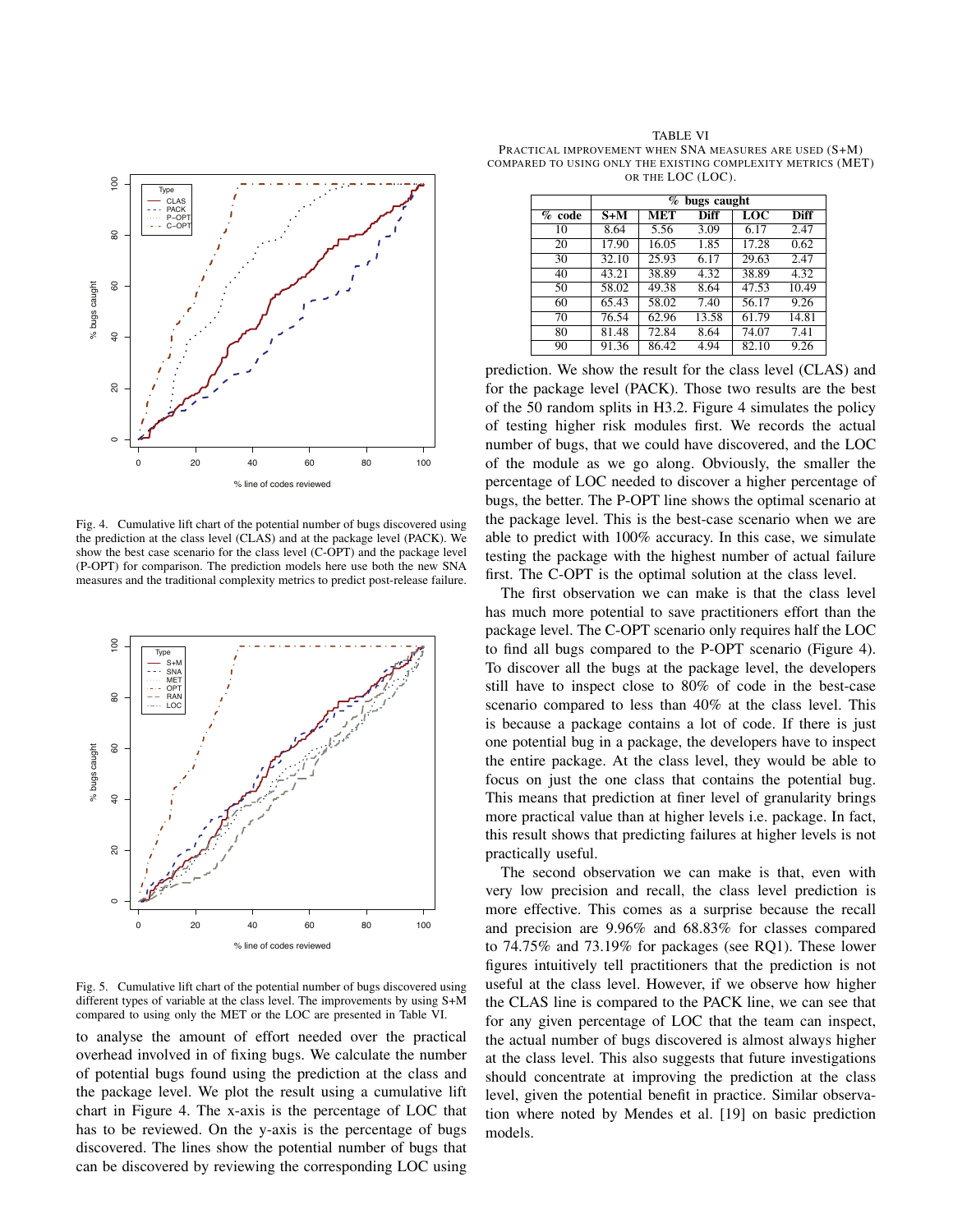Fig. 4. Cumulative lift chart of the potential number of bugs discovered using the prediction at the class level (CLAS) and at the package level (PACK). We show the best case scenario for the class level (C-OPT) and the package level (P-OPT) for comparison. The prediction models here use both the new SNA measures and the traditional complexity metrics to predict post-release failure.

Fig. 5. Cumulative lift chart of the potential number of bugs discovered using different types of variable at the class level. The improvements by using S+M compared to using only the MET or the LOC are presented in Table VI.

to analyse the amount of effort needed over the practical overhead involved in of fixing bugs. We calculate the number of potential bugs found using the prediction at the class and the package level. We plot the result using a cumulative lift chart in Figure 4. The x-axis is the percentage of LOC that has to be reviewed. On the y-axis is the percentage of bugs discovered. The lines show the potential number of bugs that can be discovered by reviewing the corresponding LOC using

TABLE VI
PRACTICAL IMPROVEMENT WHEN SNA MEASURES ARE USED (S+M) COMPARED TO USING ONLY THE EXISTING COMPLEXITY METRICS (MET) OR THE LOC (LOC).

| | % bugs caught | | | | |
|---|---|---|---|---|---|
| % code | S+M | MET | Diff | LOC | Diff |
| 10 | 8.64 | 5.56 | 3.09 | 6.17 | 2.47 |
| 20 | 17.90 | 16.05 | 1.85 | 17.28 | 0.62 |
| 30 | 32.10 | 25.93 | 6.17 | 29.63 | 2.47 |
| 40 | 43.21 | 38.89 | 4.32 | 38.89 | 4.32 |
| 50 | 58.02 | 49.38 | 8.64 | 47.53 | 10.49 |
| 60 | 65.43 | 58.02 | 7.40 | 56.17 | 9.26 |
| 70 | 76.54 | 62.96 | 13.58 | 61.79 | 14.81 |
| 80 | 81.48 | 72.84 | 8.64 | 74.07 | 7.41 |
| 90 | 91.36 | 86.42 | 4.94 | 82.10 | 9.26 |

prediction. We show the result for the class level (CLAS) and for the package level (PACK). Those two results are the best of the 50 random splits in H3.2. Figure 4 simulates the policy of testing higher risk modules first. We records the actual number of bugs, that we could have discovered, and the LOC of the module as we go along. Obviously, the smaller the percentage of LOC needed to discover a higher percentage of bugs, the better. The P-OPT line shows the optimal scenario at the package level. This is the best-case scenario when we are able to predict with 100% accuracy. In this case, we simulate testing the package with the highest number of actual failure first. The C-OPT is the optimal solution at the class level.

The first observation we can make is that the class level has much more potential to save practitioners effort than the package level. The C-OPT scenario only requires half the LOC to find all bugs compared to the P-OPT scenario (Figure 4). To discover all the bugs at the package level, the developers still have to inspect close to 80% of code in the best-case scenario compared to less than 40% at the class level. This is because a package contains a lot of code. If there is just one potential bug in a package, the developers have to inspect the entire package. At the class level, they would be able to focus on just the one class that contains the potential bug. This means that prediction at finer level of granularity brings more practical value than at higher levels i.e. package. In fact, this result shows that predicting failures at higher levels is not practically useful.

The second observation we can make is that, even with very low precision and recall, the class level prediction is more effective. This comes as a surprise because the recall and precision are 9.96% and 68.83% for classes compared to 74.75% and 73.19% for packages (see RQ1). These lower figures intuitively tell practitioners that the prediction is not useful at the class level. However, if we observe how higher the CLAS line is compared to the PACK line, we can see that for any given percentage of LOC that the team can inspect, the actual number of bugs discovered is almost always higher at the class level. This also suggests that future investigations should concentrate at improving the prediction at the class level, given the potential benefit in practice. Similar observation where noted by Mendes et al. [19] on basic prediction models.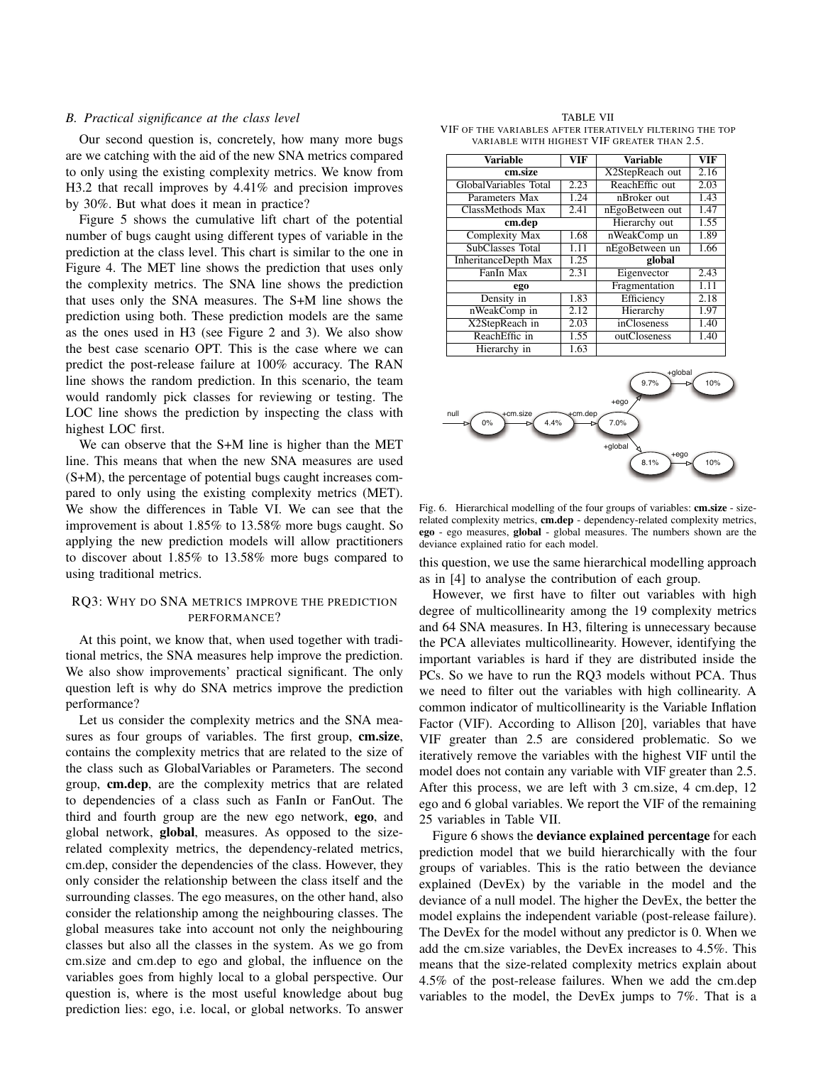### B. Practical significance at the class level

Our second question is, concretely, how many more bugs are we catching with the aid of the new SNA metrics compared to only using the existing complexity metrics. We know from H3.2 that recall improves by 4.41% and precision improves by 30%. But what does it mean in practice?

Figure 5 shows the cumulative lift chart of the potential number of bugs caught using different types of variable in the prediction at the class level. This chart is similar to the one in Figure 4. The MET line shows the prediction that uses only the complexity metrics. The SNA line shows the prediction that uses only the SNA measures. The S+M line shows the prediction using both. These prediction models are the same as the ones used in H3 (see Figure 2 and 3). We also show the best case scenario OPT. This is the case where we can predict the post-release failure at 100% accuracy. The RAN line shows the random prediction. In this scenario, the team would randomly pick classes for reviewing or testing. The LOC line shows the prediction by inspecting the class with highest LOC first.

We can observe that the S+M line is higher than the MET line. This means that when the new SNA measures are used (S+M), the percentage of potential bugs caught increases compared to only using the existing complexity metrics (MET). We show the differences in Table VI. We can see that the improvement is about 1.85% to 13.58% more bugs caught. So applying the new prediction models will allow practitioners to discover about 1.85% to 13.58% more bugs compared to using traditional metrics.

## RQ3: Why do SNA metrics improve the prediction performance?

At this point, we know that, when used together with traditional metrics, the SNA measures help improve the prediction. We also show improvements' practical significant. The only question left is why do SNA metrics improve the prediction performance?

Let us consider the complexity metrics and the SNA measures as four groups of variables. The first group, **cm.size**, contains the complexity metrics that are related to the size of the class such as GlobalVariables or Parameters. The second group, **cm.dep**, are the complexity metrics that are related to dependencies of a class such as FanIn or FanOut. The third and fourth group are the new ego network, **ego**, and global network, **global**, measures. As opposed to the size-related complexity metrics, the dependency-related metrics, cm.dep, consider the dependencies of the class. However, they only consider the relationship between the class itself and the surrounding classes. The ego measures, on the other hand, also consider the relationship among the neighbouring classes. The global measures take into account not only the neighbouring classes but also all the classes in the system. As we go from cm.size and cm.dep to ego and global, the influence on the variables goes from highly local to a global perspective. Our question is, where is the most useful knowledge about bug prediction lies: ego, i.e. local, or global networks. To answer this question, we use the same hierarchical modelling approach as in [4] to analyse the contribution of each group.

TABLE VII
VIF of the variables after iteratively filtering the top variable with highest VIF greater than 2.5.

| Variable | VIF | Variable | VIF |
|---|---|---|---|
| **cm.size** | | X2StepReach out | 2.16 |
| GlobalVariables Total | 2.23 | ReachEffic out | 2.03 |
| Parameters Max | 1.24 | nBroker out | 1.43 |
| ClassMethods Max | 2.41 | nEgoBetween out | 1.47 |
| **cm.dep** | | Hierarchy out | 1.55 |
| Complexity Max | 1.68 | nWeakComp un | 1.89 |
| SubClasses Total | 1.11 | nEgoBetween un | 1.66 |
| InheritanceDepth Max | 1.25 | **global** | |
| FanIn Max | 2.31 | Eigenvector | 2.43 |
| **ego** | | Fragmentation | 1.11 |
| Density in | 1.83 | Efficiency | 2.18 |
| nWeakComp in | 2.12 | Hierarchy | 1.97 |
| X2StepReach in | 2.03 | inCloseness | 1.40 |
| ReachEffic in | 1.55 | outCloseness | 1.40 |
| Hierarchy in | 1.63 | | |

null
0%
+cm.size
4.4%
+cm.dep
7.0%
+ego
9.7%
+global
10%
+global
8.1%
+ego
10%

Fig. 6. Hierarchical modelling of the four groups of variables: **cm.size** - size-related complexity metrics, **cm.dep** - dependency-related complexity metrics, **ego** - ego measures, **global** - global measures. The numbers shown are the deviance explained ratio for each model.

However, we first have to filter out variables with high degree of multicollinearity among the 19 complexity metrics and 64 SNA measures. In H3, filtering is unnecessary because the PCA alleviates multicollinearity. However, identifying the important variables is hard if they are distributed inside the PCs. So we have to run the RQ3 models without PCA. Thus we need to filter out the variables with high collinearity. A common indicator of multicollinearity is the Variable Inflation Factor (VIF). According to Allison [20], variables that have VIF greater than 2.5 are considered problematic. So we iteratively remove the variables with the highest VIF until the model does not contain any variable with VIF greater than 2.5. After this process, we are left with 3 cm.size, 4 cm.dep, 12 ego and 6 global variables. We report the VIF of the remaining 25 variables in Table VII.

Figure 6 shows the **deviance explained percentage** for each prediction model that we build hierarchically with the four groups of variables. This is the ratio between the deviance explained (DevEx) by the variable in the model and the deviance of a null model. The higher the DevEx, the better the model explains the independent variable (post-release failure). The DevEx for the model without any predictor is 0. When we add the cm.size variables, the DevEx increases to 4.5%. This means that the size-related complexity metrics explain about 4.5% of the post-release failures. When we add the cm.dep variables to the model, the DevEx jumps to 7%. That is a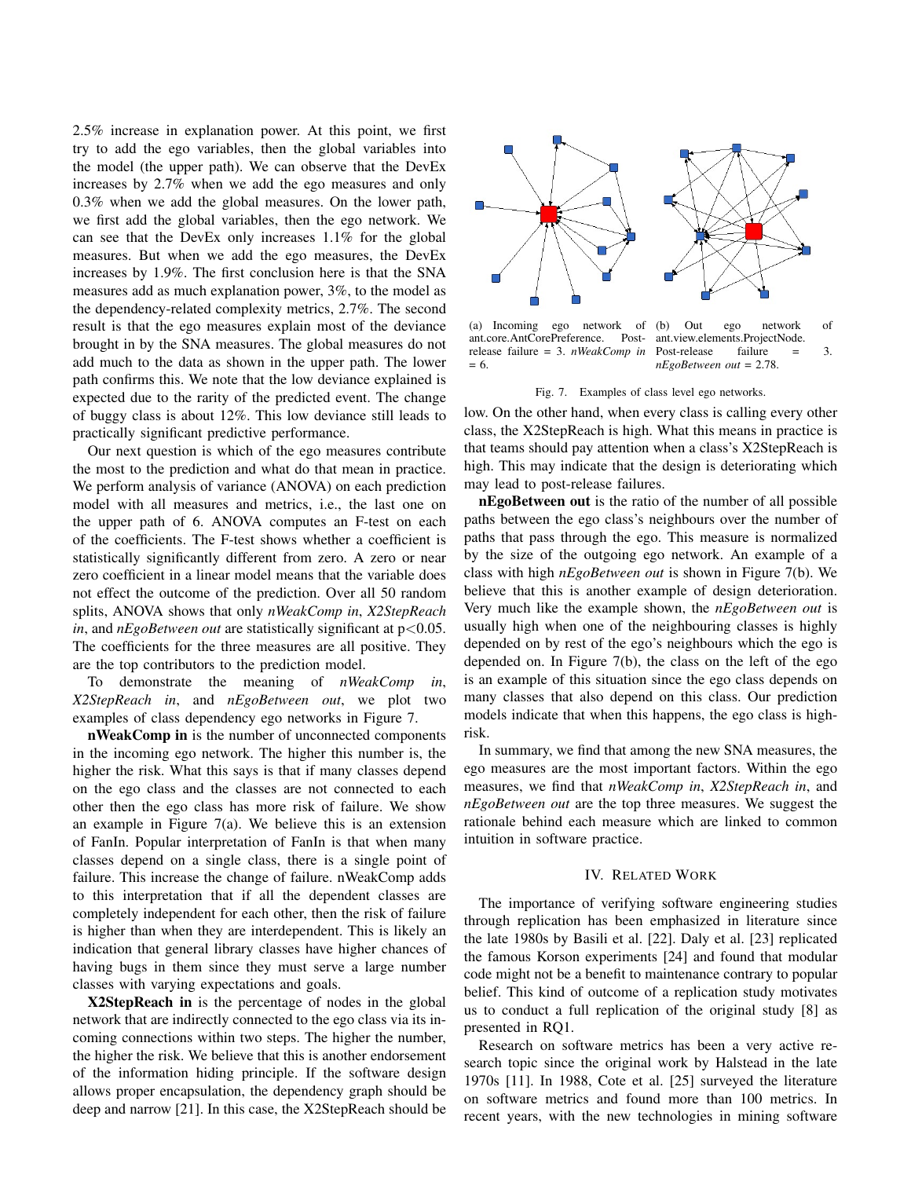2.5% increase in explanation power. At this point, we first try to add the ego variables, then the global variables into the model (the upper path). We can observe that the DevEx increases by 2.7% when we add the ego measures and only 0.3% when we add the global measures. On the lower path, we first add the global variables, then the ego network. We can see that the DevEx only increases 1.1% for the global measures. But when we add the ego measures, the DevEx increases by 1.9%. The first conclusion here is that the SNA measures add as much explanation power, 3%, to the model as the dependency-related complexity metrics, 2.7%. The second result is that the ego measures explain most of the deviance brought in by the SNA measures. The global measures do not add much to the data as shown in the upper path. The lower path confirms this. We note that the low deviance explained is expected due to the rarity of the predicted event. The change of buggy class is about 12%. This low deviance still leads to practically significant predictive performance.

Our next question is which of the ego measures contribute the most to the prediction and what do that mean in practice. We perform analysis of variance (ANOVA) on each prediction model with all measures and metrics, i.e., the last one on the upper path of 6. ANOVA computes an F-test on each of the coefficients. The F-test shows whether a coefficient is statistically significantly different from zero. A zero or near zero coefficient in a linear model means that the variable does not effect the outcome of the prediction. Over all 50 random splits, ANOVA shows that only *nWeakComp in*, *X2StepReach in*, and *nEgoBetween out* are statistically significant at $p<0.05$. The coefficients for the three measures are all positive. They are the top contributors to the prediction model.

To demonstrate the meaning of *nWeakComp in*, *X2StepReach in*, and *nEgoBetween out*, we plot two examples of class dependency ego networks in Figure 7.

**nWeakComp in** is the number of unconnected components in the incoming ego network. The higher this number is, the higher the risk. What this says is that if many classes depend on the ego class and the classes are not connected to each other then the ego class has more risk of failure. We show an example in Figure 7(a). We believe this is an extension of FanIn. Popular interpretation of FanIn is that when many classes depend on a single class, there is a single point of failure. This increase the change of failure. nWeakComp adds to this interpretation that if all the dependent classes are completely independent for each other, then the risk of failure is higher than when they are interdependent. This is likely an indication that general library classes have higher chances of having bugs in them since they must serve a large number classes with varying expectations and goals.

**X2StepReach in** is the percentage of nodes in the global network that are indirectly connected to the ego class via its incoming connections within two steps. The higher the number, the higher the risk. We believe that this is another endorsement of the information hiding principle. If the software design allows proper encapsulation, the dependency graph should be deep and narrow [21]. In this case, the X2StepReach should be low. On the other hand, when every class is calling every other class, the X2StepReach is high. What this means in practice is that teams should pay attention when a class's X2StepReach is high. This may indicate that the design is deteriorating which may lead to post-release failures.

(a) Incoming ego network of ant.core.AntCorePreference. Post-release failure = 3. *nWeakComp in* = 6.

(b) Out ego network of ant.view.elements.ProjectNode. Post-release failure = 3. *nEgoBetween out* = 2.78.

Fig. 7. Examples of class level ego networks.

**nEgoBetween out** is the ratio of the number of all possible paths between the ego class's neighbours over the number of paths that pass through the ego. This measure is normalized by the size of the outgoing ego network. An example of a class with high *nEgoBetween out* is shown in Figure 7(b). We believe that this is another example of design deterioration. Very much like the example shown, the *nEgoBetween out* is usually high when one of the neighbouring classes is highly depended on by rest of the ego's neighbours which the ego is depended on. In Figure 7(b), the class on the left of the ego is an example of this situation since the ego class depends on many classes that also depend on this class. Our prediction models indicate that when this happens, the ego class is high-risk.

In summary, we find that among the new SNA measures, the ego measures are the most important factors. Within the ego measures, we find that *nWeakComp in*, *X2StepReach in*, and *nEgoBetween out* are the top three measures. We suggest the rationale behind each measure which are linked to common intuition in software practice.

## IV. Related Work

The importance of verifying software engineering studies through replication has been emphasized in literature since the late 1980s by Basili et al. [22]. Daly et al. [23] replicated the famous Korson experiments [24] and found that modular code might not be a benefit to maintenance contrary to popular belief. This kind of outcome of a replication study motivates us to conduct a full replication of the original study [8] as presented in RQ1.

Research on software metrics has been a very active research topic since the original work by Halstead in the late 1970s [11]. In 1988, Cote et al. [25] surveyed the literature on software metrics and found more than 100 metrics. In recent years, with the new technologies in mining software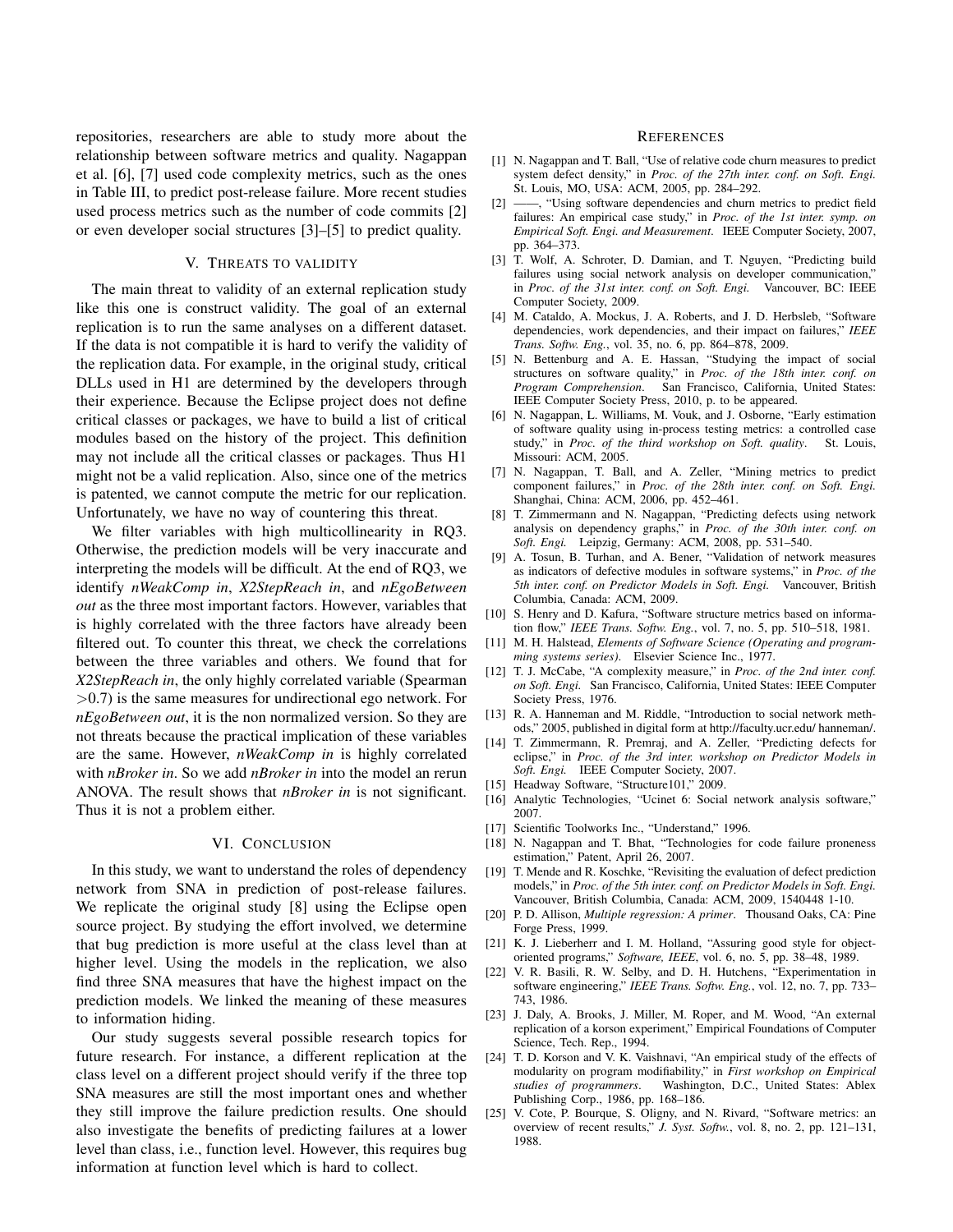repositories, researchers are able to study more about the relationship between software metrics and quality. Nagappan et al. [6], [7] used code complexity metrics, such as the ones in Table III, to predict post-release failure. More recent studies used process metrics such as the number of code commits [2] or even developer social structures [3]–[5] to predict quality.

## V. Threats to validity

The main threat to validity of an external replication study like this one is construct validity. The goal of an external replication is to run the same analyses on a different dataset. If the data is not compatible it is hard to verify the validity of the replication data. For example, in the original study, critical DLLs used in H1 are determined by the developers through their experience. Because the Eclipse project does not define critical classes or packages, we have to build a list of critical modules based on the history of the project. This definition may not include all the critical classes or packages. Thus H1 might not be a valid replication. Also, since one of the metrics is patented, we cannot compute the metric for our replication. Unfortunately, we have no way of countering this threat.

We filter variables with high multicollinearity in RQ3. Otherwise, the prediction models will be very inaccurate and interpreting the models will be difficult. At the end of RQ3, we identify *nWeakComp in*, *X2StepReach in*, and *nEgoBetween out* as the three most important factors. However, variables that is highly correlated with the three factors have already been filtered out. To counter this threat, we check the correlations between the three variables and others. We found that for *X2StepReach in*, the only highly correlated variable (Spearman >0.7) is the same measures for undirectional ego network. For *nEgoBetween out*, it is the non normalized version. So they are not threats because the practical implication of these variables are the same. However, *nWeakComp in* is highly correlated with *nBroker in*. So we add *nBroker in* into the model an rerun ANOVA. The result shows that *nBroker in* is not significant. Thus it is not a problem either.

## VI. Conclusion

In this study, we want to understand the roles of dependency network from SNA in prediction of post-release failures. We replicate the original study [8] using the Eclipse open source project. By studying the effort involved, we determine that bug prediction is more useful at the class level than at higher level. Using the models in the replication, we also find three SNA measures that have the highest impact on the prediction models. We linked the meaning of these measures to information hiding.

Our study suggests several possible research topics for future research. For instance, a different replication at the class level on a different project should verify if the three top SNA measures are still the most important ones and whether they still improve the failure prediction results. One should also investigate the benefits of predicting failures at a lower level than class, i.e., function level. However, this requires bug information at function level which is hard to collect.

## References

[1] N. Nagappan and T. Ball, "Use of relative code churn measures to predict system defect density," in *Proc. of the 27th inter. conf. on Soft. Engi.* St. Louis, MO, USA: ACM, 2005, pp. 284–292.

[2] ——, "Using software dependencies and churn metrics to predict field failures: An empirical case study," in *Proc. of the 1st inter. symp. on Empirical Soft. Engi. and Measurement*. IEEE Computer Society, 2007, pp. 364–373.

[3] T. Wolf, A. Schroter, D. Damian, and T. Nguyen, "Predicting build failures using social network analysis on developer communication," in *Proc. of the 31st inter. conf. on Soft. Engi.* Vancouver, BC: IEEE Computer Society, 2009.

[4] M. Cataldo, A. Mockus, J. A. Roberts, and J. D. Herbsleb, "Software dependencies, work dependencies, and their impact on failures," *IEEE Trans. Softw. Eng.*, vol. 35, no. 6, pp. 864–878, 2009.

[5] N. Bettenburg and A. E. Hassan, "Studying the impact of social structures on software quality," in *Proc. of the 18th inter. conf. on Program Comprehension*. San Francisco, California, United States: IEEE Computer Society Press, 2010, p. to be appeared.

[6] N. Nagappan, L. Williams, M. Vouk, and J. Osborne, "Early estimation of software quality using in-process testing metrics: a controlled case study," in *Proc. of the third workshop on Soft. quality*. St. Louis, Missouri: ACM, 2005.

[7] N. Nagappan, T. Ball, and A. Zeller, "Mining metrics to predict component failures," in *Proc. of the 28th inter. conf. on Soft. Engi.* Shanghai, China: ACM, 2006, pp. 452–461.

[8] T. Zimmermann and N. Nagappan, "Predicting defects using network analysis on dependency graphs," in *Proc. of the 30th inter. conf. on Soft. Engi.* Leipzig, Germany: ACM, 2008, pp. 531–540.

[9] A. Tosun, B. Turhan, and A. Bener, "Validation of network measures as indicators of defective modules in software systems," in *Proc. of the 5th inter. conf. on Predictor Models in Soft. Engi.* Vancouver, British Columbia, Canada: ACM, 2009.

[10] S. Henry and D. Kafura, "Software structure metrics based on information flow," *IEEE Trans. Softw. Eng.*, vol. 7, no. 5, pp. 510–518, 1981.

[11] M. H. Halstead, *Elements of Software Science (Operating and programming systems series)*. Elsevier Science Inc., 1977.

[12] T. J. McCabe, "A complexity measure," in *Proc. of the 2nd inter. conf. on Soft. Engi.* San Francisco, California, United States: IEEE Computer Society Press, 1976.

[13] R. A. Hanneman and M. Riddle, "Introduction to social network methods," 2005, published in digital form at http://faculty.ucr.edu/ hanneman/.

[14] T. Zimmermann, R. Premraj, and A. Zeller, "Predicting defects for eclipse," in *Proc. of the 3rd inter. workshop on Predictor Models in Soft. Engi.* IEEE Computer Society, 2007.

[15] Headway Software, "Structure101," 2009.

[16] Analytic Technologies, "Ucinet 6: Social network analysis software," 2007.

[17] Scientific Toolworks Inc., "Understand," 1996.

[18] N. Nagappan and T. Bhat, "Technologies for code failure proneness estimation," Patent, April 26, 2007.

[19] T. Mende and R. Koschke, "Revisiting the evaluation of defect prediction models," in *Proc. of the 5th inter. conf. on Predictor Models in Soft. Engi.* Vancouver, British Columbia, Canada: ACM, 2009, 1540448 1-10.

[20] P. D. Allison, *Multiple regression: A primer*. Thousand Oaks, CA: Pine Forge Press, 1999.

[21] K. J. Lieberherr and I. M. Holland, "Assuring good style for object-oriented programs," *Software, IEEE*, vol. 6, no. 5, pp. 38–48, 1989.

[22] V. R. Basili, R. W. Selby, and D. H. Hutchens, "Experimentation in software engineering," *IEEE Trans. Softw. Eng.*, vol. 12, no. 7, pp. 733–743, 1986.

[23] J. Daly, A. Brooks, J. Miller, M. Roper, and M. Wood, "An external replication of a korson experiment," Empirical Foundations of Computer Science, Tech. Rep., 1994.

[24] T. D. Korson and V. K. Vaishnavi, "An empirical study of the effects of modularity on program modifiability," in *First workshop on Empirical studies of programmers*. Washington, D.C., United States: Ablex Publishing Corp., 1986, pp. 168–186.

[25] V. Cote, P. Bourque, S. Oligny, and N. Rivard, "Software metrics: an overview of recent results," *J. Syst. Softw.*, vol. 8, no. 2, pp. 121–131, 1988.